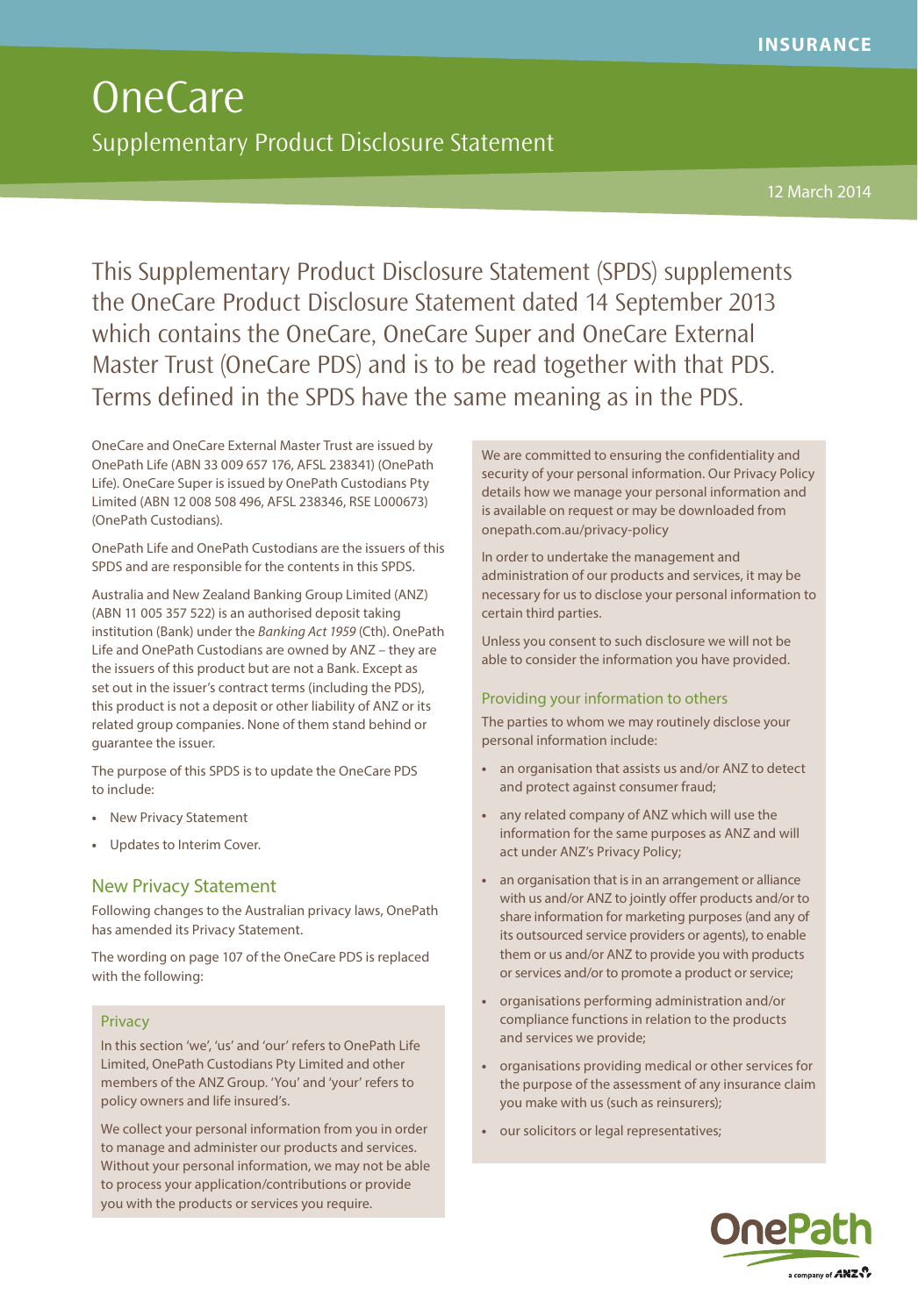INSURANCE

# OneCare

## Supplementary Product Disclosure Statement

12 March 2014

This Supplementary Product Disclosure Statement (SPDS) supplements the OneCare Product Disclosure Statement dated 14 September 2013 which contains the OneCare, OneCare Super and OneCare External Master Trust (OneCare PDS) and is to be read together with that PDS. Terms defined in the SPDS have the same meaning as in the PDS.

OneCare and OneCare External Master Trust are issued by OnePath Life (ABN 33 009 657 176, AFSL 238341) (OnePath Life). OneCare Super is issued by OnePath Custodians Pty Limited (ABN 12 008 508 496, AFSL 238346, RSE L000673) (OnePath Custodians).

OnePath Life and OnePath Custodians are the issuers of this SPDS and are responsible for the contents in this SPDS.

Australia and New Zealand Banking Group Limited (ANZ) (ABN 11 005 357 522) is an authorised deposit taking institution (Bank) under the *Banking Act 1959* (Cth). OnePath Life and OnePath Custodians are owned by ANZ – they are the issuers of this product but are not a Bank. Except as set out in the issuer's contract terms (including the PDS), this product is not a deposit or other liability of ANZ or its related group companies. None of them stand behind or guarantee the issuer.

The purpose of this SPDS is to update the OneCare PDS to include:

- New Privacy Statement
- Updates to Interim Cover.

### New Privacy Statement

Following changes to the Australian privacy laws, OnePath has amended its Privacy Statement.

The wording on page 107 of the OneCare PDS is replaced with the following:

#### Privacy

In this section 'we', 'us' and 'our' refers to OnePath Life Limited, OnePath Custodians Pty Limited and other members of the ANZ Group. 'You' and 'your' refers to policy owners and life insured's.

We collect your personal information from you in order to manage and administer our products and services. Without your personal information, we may not be able to process your application/contributions or provide you with the products or services you require.

We are committed to ensuring the confidentiality and security of your personal information. Our Privacy Policy details how we manage your personal information and is available on request or may be downloaded from onepath.com.au/privacy-policy

In order to undertake the management and administration of our products and services, it may be necessary for us to disclose your personal information to certain third parties.

Unless you consent to such disclosure we will not be able to consider the information you have provided.

#### Providing your information to others

The parties to whom we may routinely disclose your personal information include:

- an organisation that assists us and/or ANZ to detect and protect against consumer fraud;
- any related company of ANZ which will use the information for the same purposes as ANZ and will act under ANZ's Privacy Policy;
- an organisation that is in an arrangement or alliance with us and/or ANZ to jointly offer products and/or to share information for marketing purposes (and any of its outsourced service providers or agents), to enable them or us and/or ANZ to provide you with products or services and/or to promote a product or service;
- organisations performing administration and/or compliance functions in relation to the products and services we provide;
- organisations providing medical or other services for the purpose of the assessment of any insurance claim you make with us (such as reinsurers);
- our solicitors or legal representatives;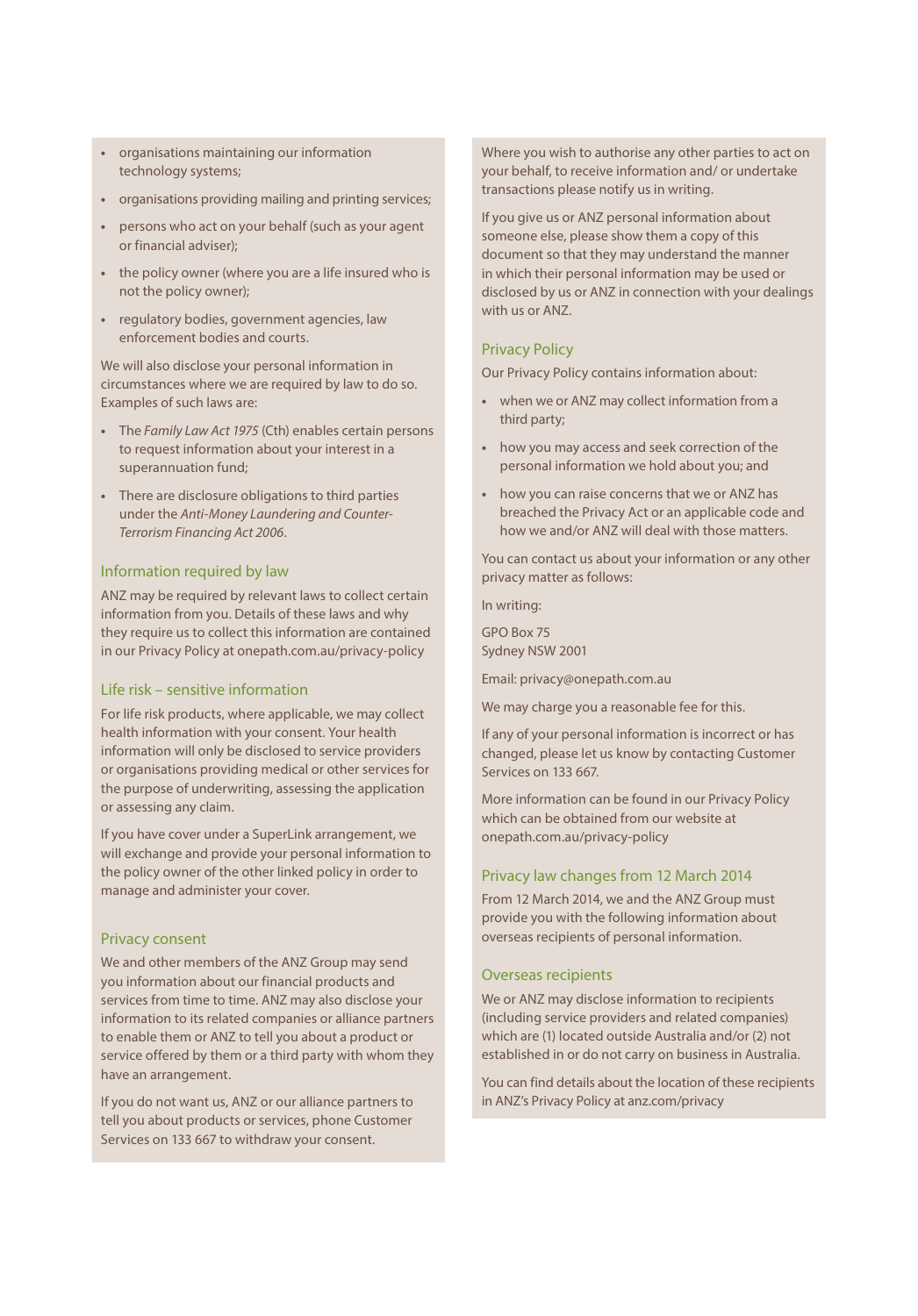- organisations maintaining our information technology systems;
- organisations providing mailing and printing services;
- persons who act on your behalf (such as your agent or financial adviser);
- the policy owner (where you are a life insured who is not the policy owner);
- regulatory bodies, government agencies, law enforcement bodies and courts.

We will also disclose your personal information in circumstances where we are required by law to do so. Examples of such laws are:

- The *Family Law Act 1975* (Cth) enables certain persons to request information about your interest in a superannuation fund;
- There are disclosure obligations to third parties under the *Anti-Money Laundering and Counter-Terrorism Financing Act 2006*.

## Information required by law

ANZ may be required by relevant laws to collect certain information from you. Details of these laws and why they require us to collect this information are contained in our Privacy Policy at onepath.com.au/privacy-policy

## Life risk – sensitive information

For life risk products, where applicable, we may collect health information with your consent. Your health information will only be disclosed to service providers or organisations providing medical or other services for the purpose of underwriting, assessing the application or assessing any claim.

If you have cover under a SuperLink arrangement, we will exchange and provide your personal information to the policy owner of the other linked policy in order to manage and administer your cover.

## Privacy consent

We and other members of the ANZ Group may send you information about our financial products and services from time to time. ANZ may also disclose your information to its related companies or alliance partners to enable them or ANZ to tell you about a product or service offered by them or a third party with whom they have an arrangement.

If you do not want us, ANZ or our alliance partners to tell you about products or services, phone Customer Services on 133 667 to withdraw your consent.

Where you wish to authorise any other parties to act on your behalf, to receive information and/ or undertake transactions please notify us in writing.

If you give us or ANZ personal information about someone else, please show them a copy of this document so that they may understand the manner in which their personal information may be used or disclosed by us or ANZ in connection with your dealings with us or ANZ.

## Privacy Policy

Our Privacy Policy contains information about:

- when we or ANZ may collect information from a third party;
- how you may access and seek correction of the personal information we hold about you; and
- how you can raise concerns that we or ANZ has breached the Privacy Act or an applicable code and how we and/or ANZ will deal with those matters.

You can contact us about your information or any other privacy matter as follows:

In writing:

GPO Box 75
Sydney NSW 2001

Email: privacy@onepath.com.au

We may charge you a reasonable fee for this.

If any of your personal information is incorrect or has changed, please let us know by contacting Customer Services on 133 667.

More information can be found in our Privacy Policy which can be obtained from our website at onepath.com.au/privacy-policy

## Privacy law changes from 12 March 2014

From 12 March 2014, we and the ANZ Group must provide you with the following information about overseas recipients of personal information.

## Overseas recipients

We or ANZ may disclose information to recipients (including service providers and related companies) which are (1) located outside Australia and/or (2) not established in or do not carry on business in Australia.

You can find details about the location of these recipients in ANZ's Privacy Policy at anz.com/privacy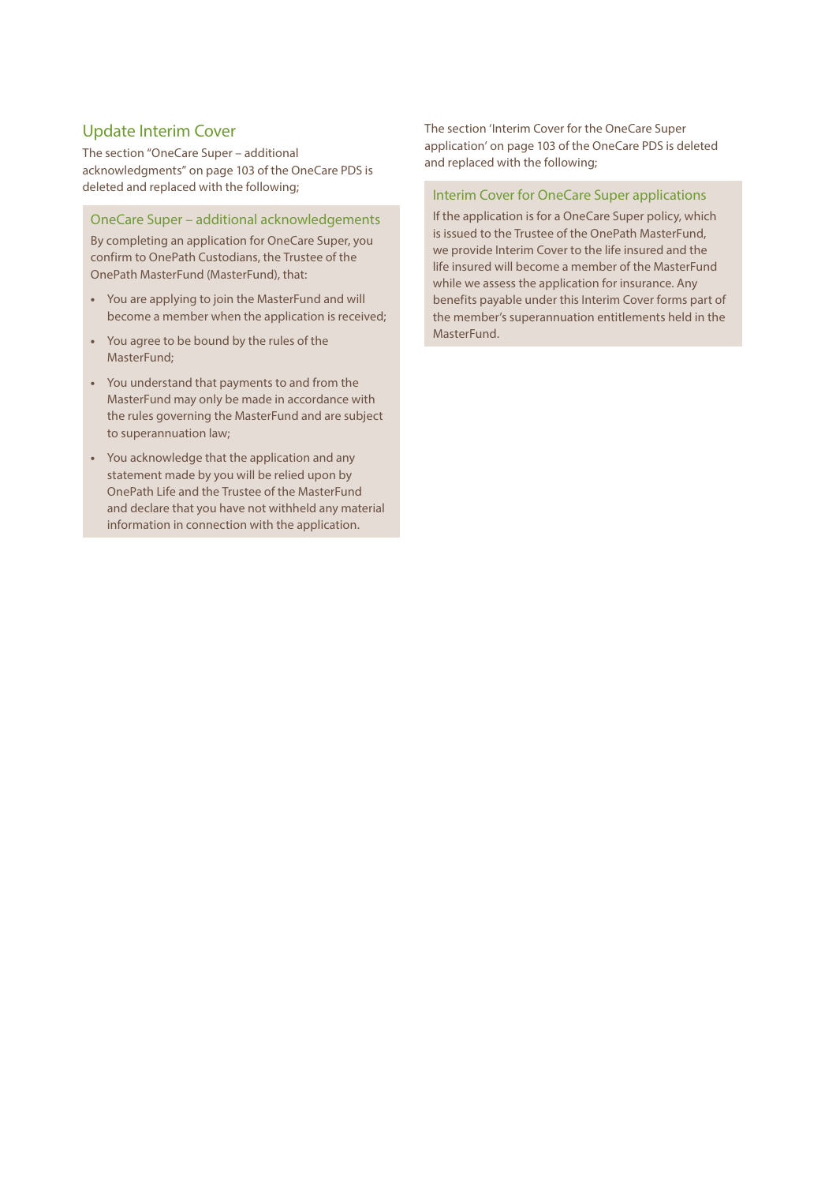## Update Interim Cover

The section "OneCare Super – additional acknowledgments" on page 103 of the OneCare PDS is deleted and replaced with the following;

### OneCare Super – additional acknowledgements

By completing an application for OneCare Super, you confirm to OnePath Custodians, the Trustee of the OnePath MasterFund (MasterFund), that:

- You are applying to join the MasterFund and will become a member when the application is received;
- You agree to be bound by the rules of the MasterFund;
- You understand that payments to and from the MasterFund may only be made in accordance with the rules governing the MasterFund and are subject to superannuation law;
- You acknowledge that the application and any statement made by you will be relied upon by OnePath Life and the Trustee of the MasterFund and declare that you have not withheld any material information in connection with the application.

The section 'Interim Cover for the OneCare Super application' on page 103 of the OneCare PDS is deleted and replaced with the following;

### Interim Cover for OneCare Super applications

If the application is for a OneCare Super policy, which is issued to the Trustee of the OnePath MasterFund, we provide Interim Cover to the life insured and the life insured will become a member of the MasterFund while we assess the application for insurance. Any benefits payable under this Interim Cover forms part of the member's superannuation entitlements held in the MasterFund.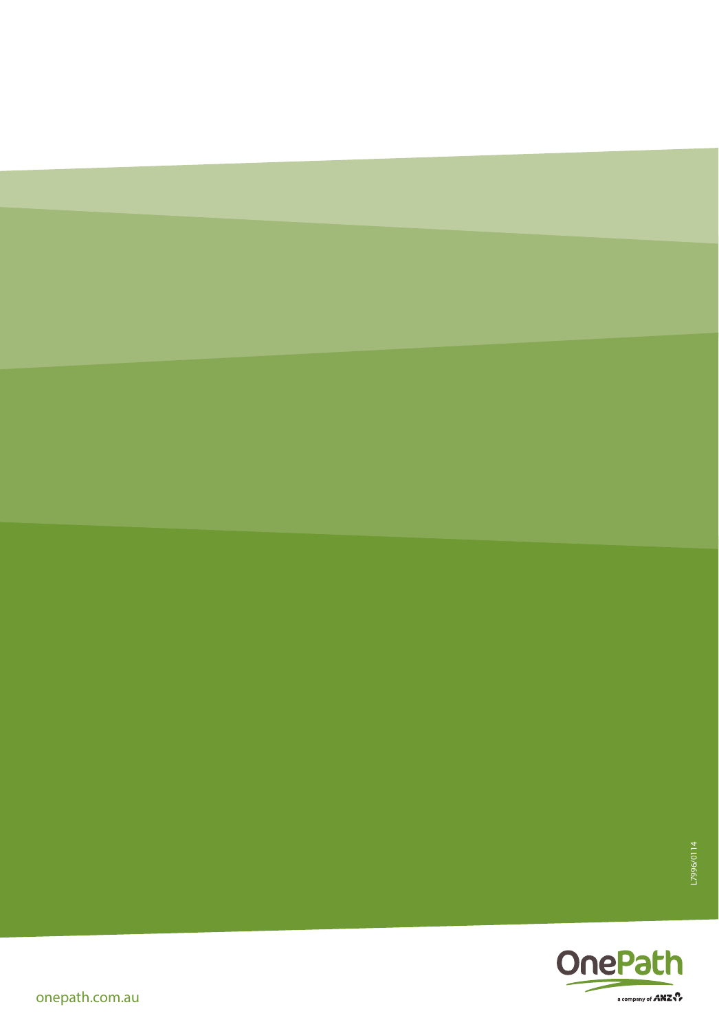L7996/0114

OnePath

a company of ANZ

onepath.com.au